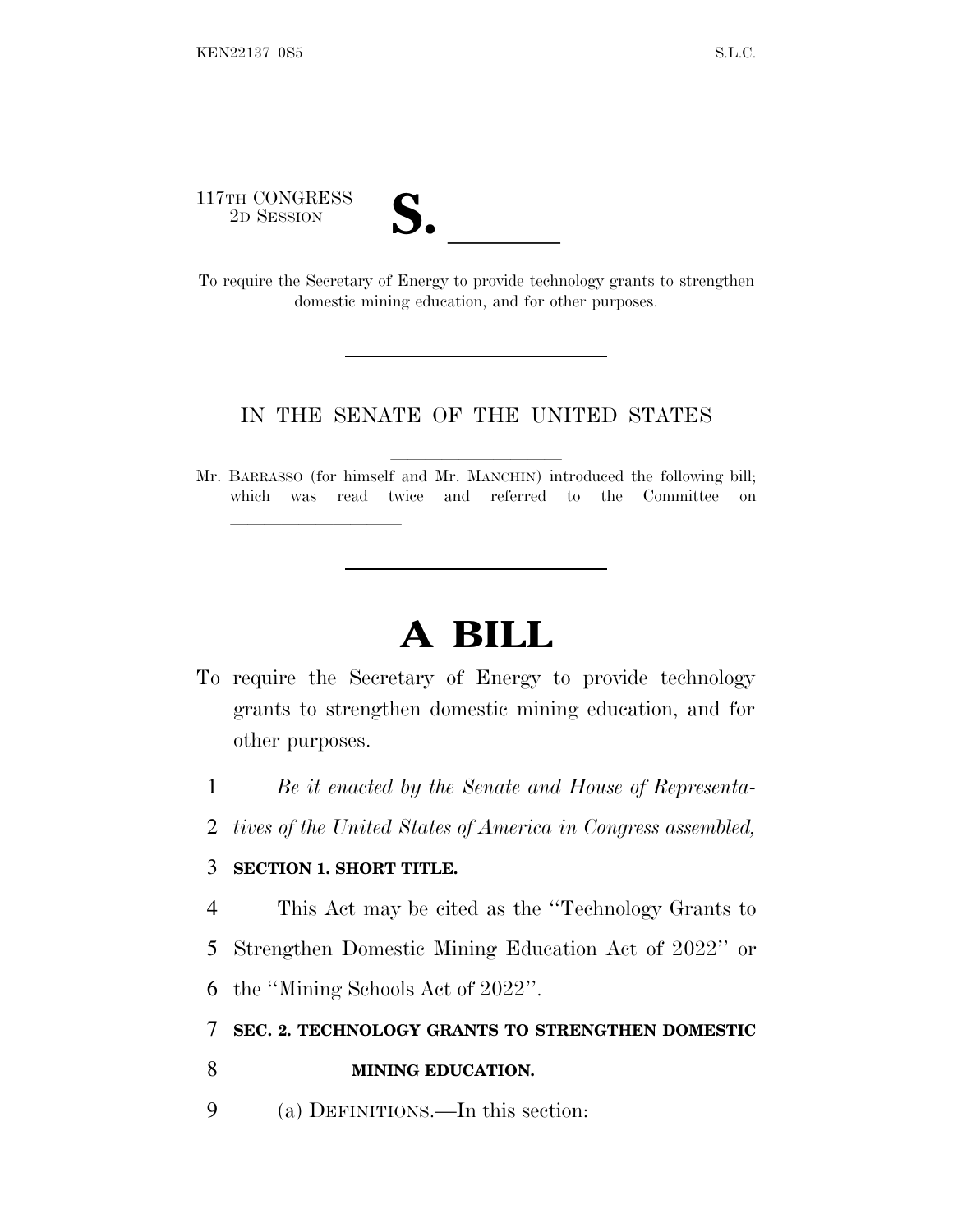117TH CONGRESS
2D SESSION

# S. \_\_\_\_\_\_

To require the Secretary of Energy to provide technology grants to strengthen domestic mining education, and for other purposes.

---

IN THE SENATE OF THE UNITED STATES

Mr. BARRASSO (for himself and Mr. MANCHIN) introduced the following bill; which was read twice and referred to the Committee on \_\_\_\_\_\_\_\_\_\_\_\_\_\_\_\_

---

# A BILL

To require the Secretary of Energy to provide technology grants to strengthen domestic mining education, and for other purposes.

1 *Be it enacted by the Senate and House of Representa-*
2 *tives of the United States of America in Congress assembled,*

3 **SECTION 1. SHORT TITLE.**

4 This Act may be cited as the ''Technology Grants to
5 Strengthen Domestic Mining Education Act of 2022'' or
6 the ''Mining Schools Act of 2022''.

7 **SEC. 2. TECHNOLOGY GRANTS TO STRENGTHEN DOMESTIC**
8 **MINING EDUCATION.**

9 (a) DEFINITIONS.—In this section: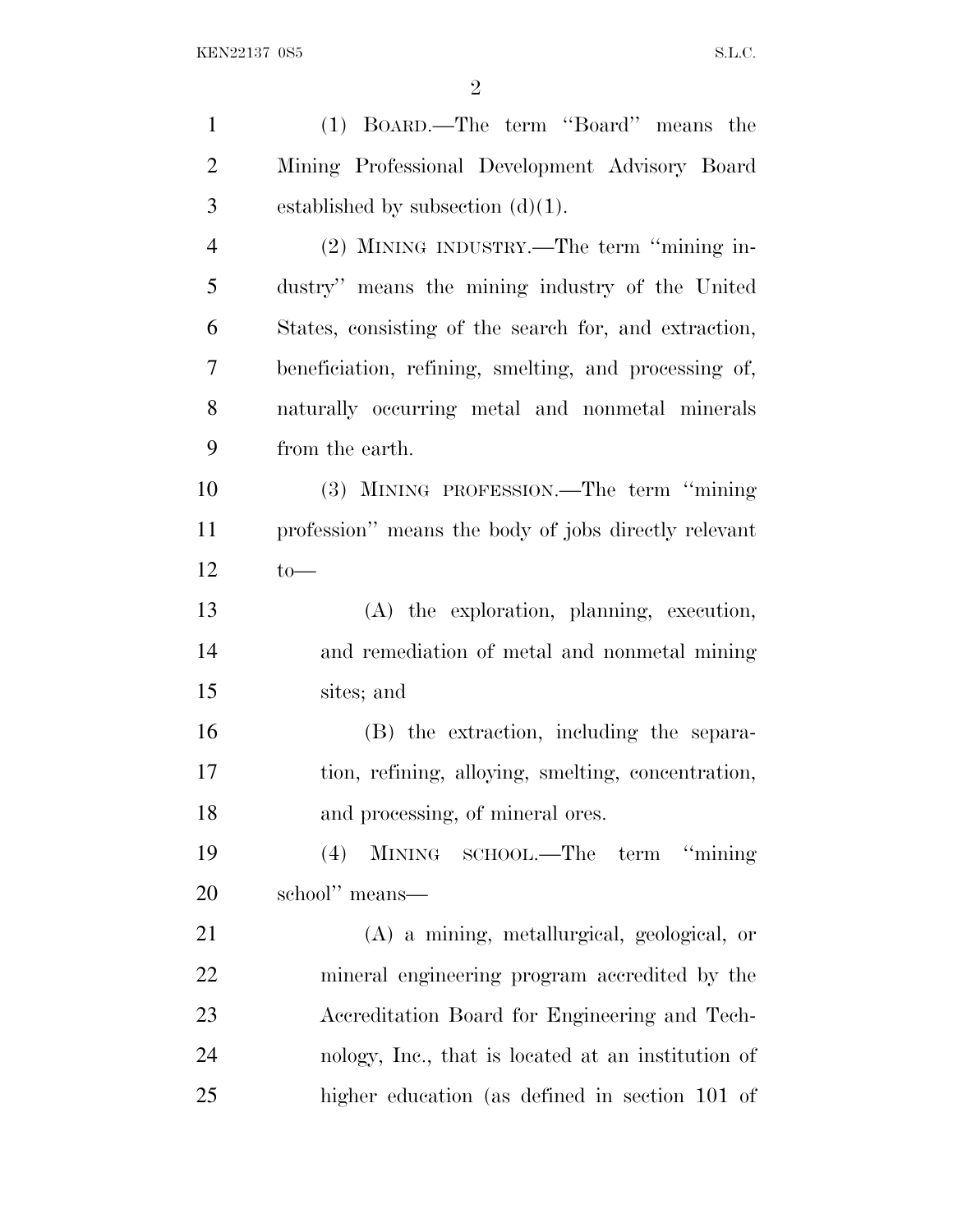(1) BOARD.—The term ''Board'' means the Mining Professional Development Advisory Board established by subsection (d)(1).

(2) MINING INDUSTRY.—The term ''mining industry'' means the mining industry of the United States, consisting of the search for, and extraction, beneficiation, refining, smelting, and processing of, naturally occurring metal and nonmetal minerals from the earth.

(3) MINING PROFESSION.—The term ''mining profession'' means the body of jobs directly relevant to—

(A) the exploration, planning, execution, and remediation of metal and nonmetal mining sites; and

(B) the extraction, including the separation, refining, alloying, smelting, concentration, and processing, of mineral ores.

(4) MINING SCHOOL.—The term ''mining school'' means—

(A) a mining, metallurgical, geological, or mineral engineering program accredited by the Accreditation Board for Engineering and Technology, Inc., that is located at an institution of higher education (as defined in section 101 of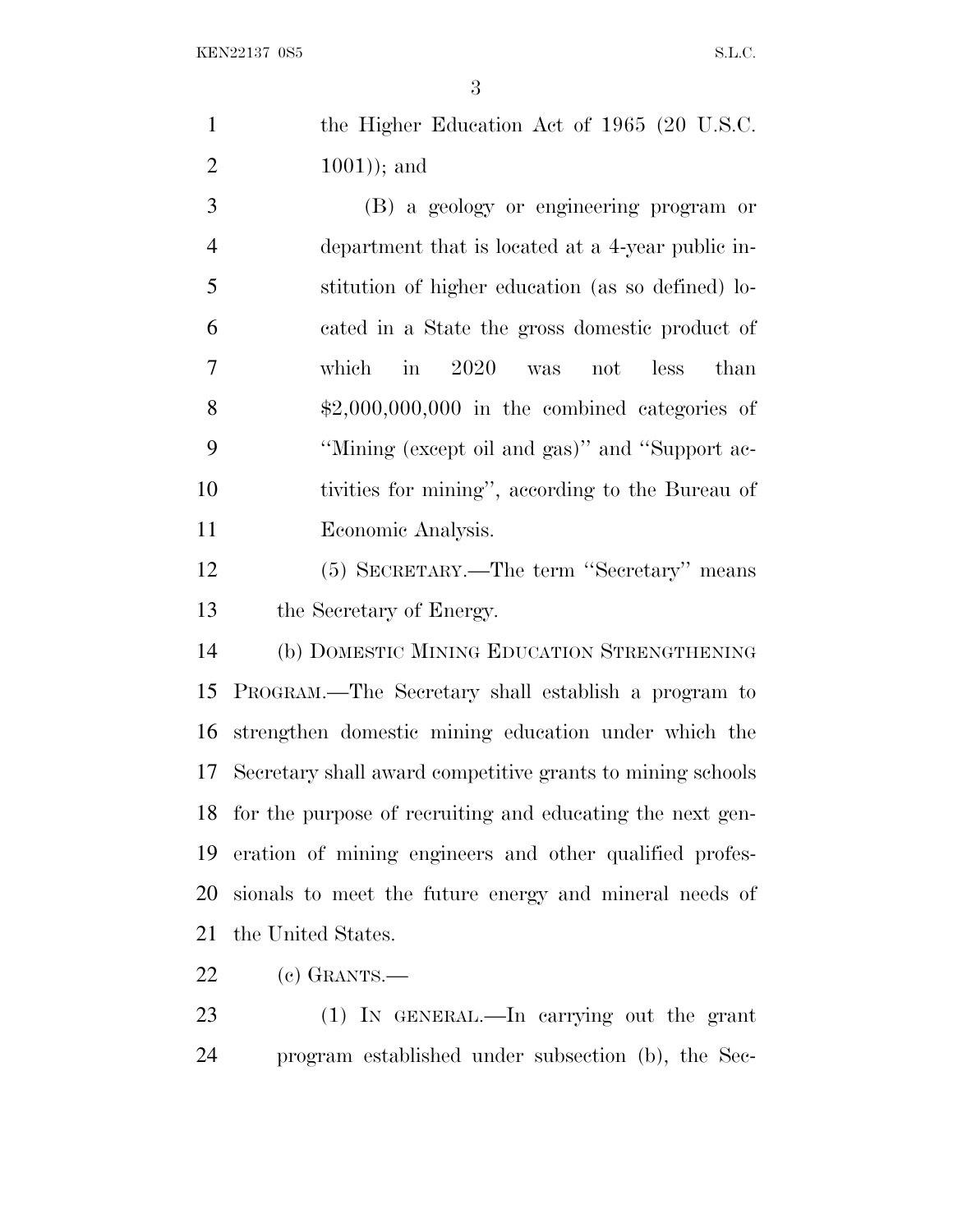the Higher Education Act of 1965 (20 U.S.C. 1001)); and

(B) a geology or engineering program or department that is located at a 4-year public institution of higher education (as so defined) located in a State the gross domestic product of which in 2020 was not less than $2,000,000,000 in the combined categories of ''Mining (except oil and gas)'' and ''Support activities for mining'', according to the Bureau of Economic Analysis.

(5) SECRETARY.—The term ''Secretary'' means the Secretary of Energy.

(b) DOMESTIC MINING EDUCATION STRENGTHENING PROGRAM.—The Secretary shall establish a program to strengthen domestic mining education under which the Secretary shall award competitive grants to mining schools for the purpose of recruiting and educating the next generation of mining engineers and other qualified professionals to meet the future energy and mineral needs of the United States.

(c) GRANTS.—

(1) IN GENERAL.—In carrying out the grant program established under subsection (b), the Sec-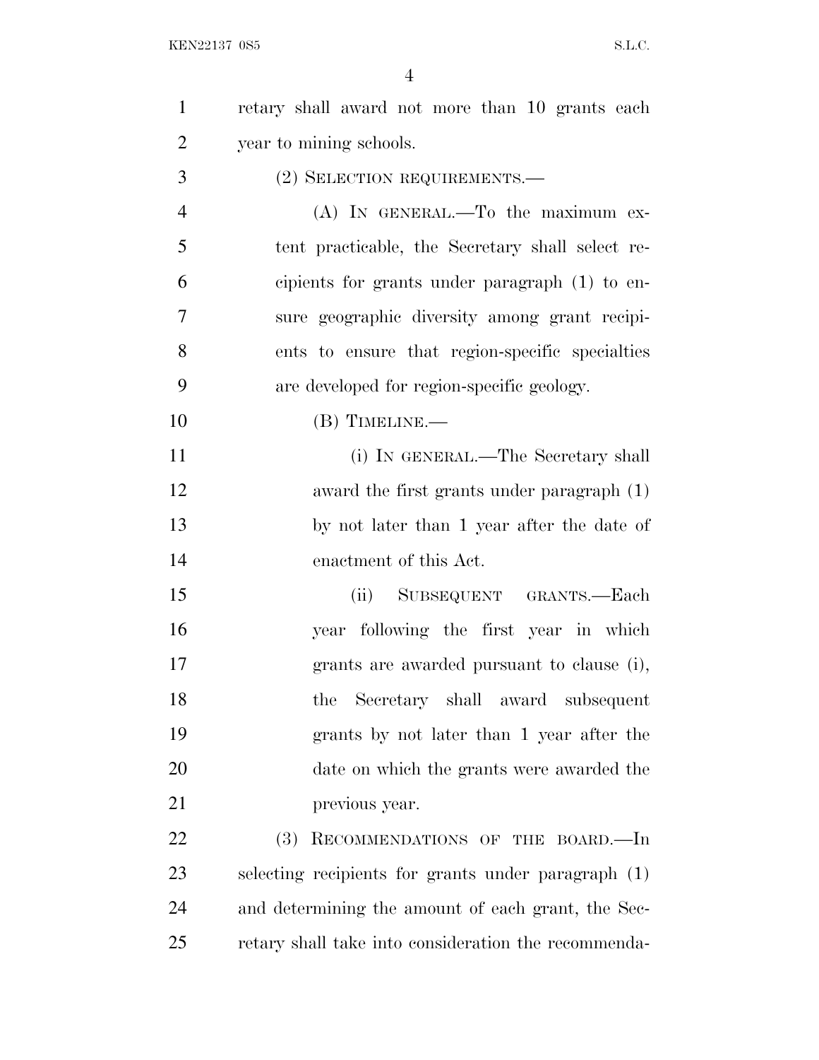retary shall award not more than 10 grants each year to mining schools.

(2) SELECTION REQUIREMENTS.—

(A) IN GENERAL.—To the maximum extent practicable, the Secretary shall select recipients for grants under paragraph (1) to ensure geographic diversity among grant recipients to ensure that region-specific specialties are developed for region-specific geology.

(B) TIMELINE.—

(i) IN GENERAL.—The Secretary shall award the first grants under paragraph (1) by not later than 1 year after the date of enactment of this Act.

(ii) SUBSEQUENT GRANTS.—Each year following the first year in which grants are awarded pursuant to clause (i), the Secretary shall award subsequent grants by not later than 1 year after the date on which the grants were awarded the previous year.

(3) RECOMMENDATIONS OF THE BOARD.—In selecting recipients for grants under paragraph (1) and determining the amount of each grant, the Secretary shall take into consideration the recommenda-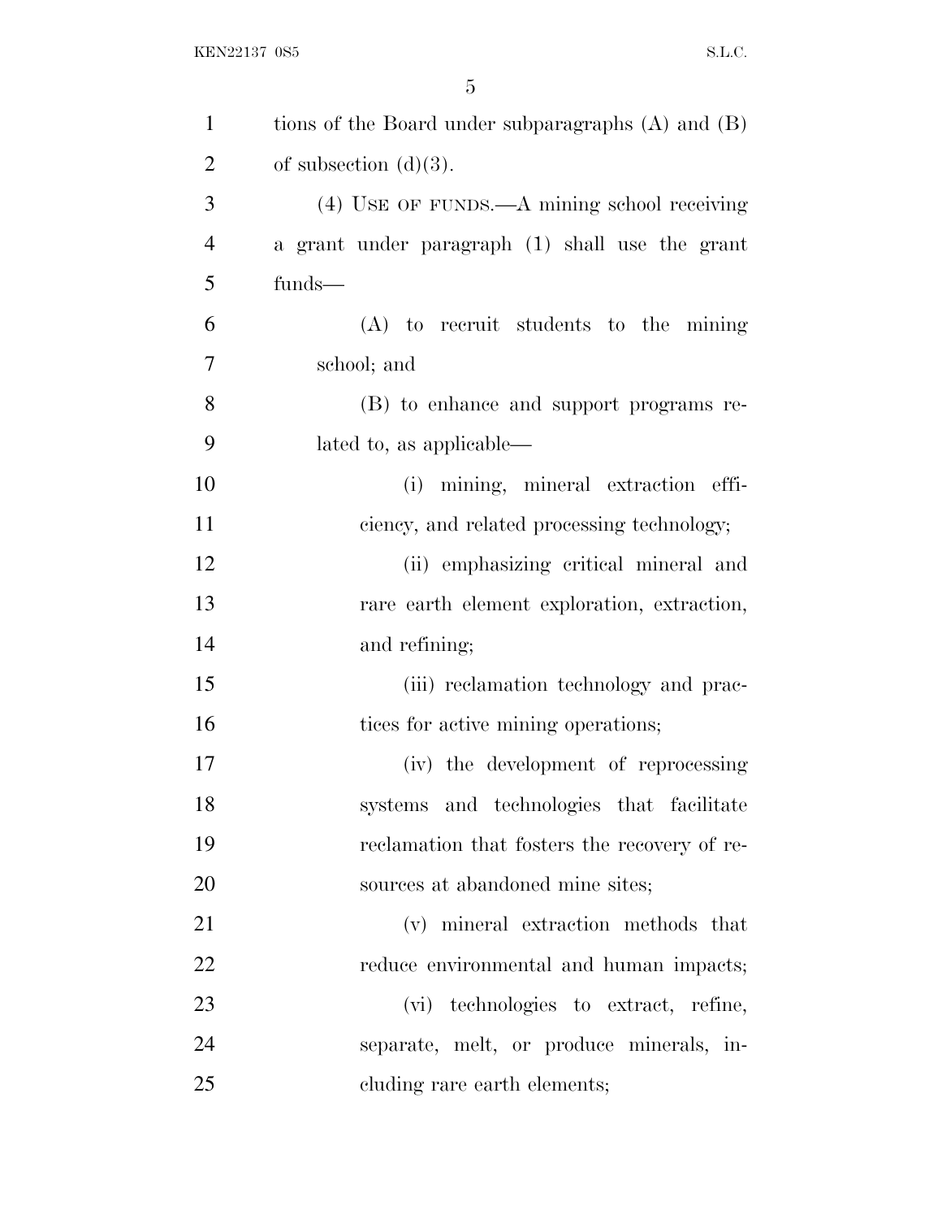tions of the Board under subparagraphs (A) and (B) of subsection (d)(3).

(4) USE OF FUNDS.—A mining school receiving a grant under paragraph (1) shall use the grant funds—

(A) to recruit students to the mining school; and

(B) to enhance and support programs related to, as applicable—

(i) mining, mineral extraction efficiency, and related processing technology;

(ii) emphasizing critical mineral and rare earth element exploration, extraction, and refining;

(iii) reclamation technology and practices for active mining operations;

(iv) the development of reprocessing systems and technologies that facilitate reclamation that fosters the recovery of resources at abandoned mine sites;

(v) mineral extraction methods that reduce environmental and human impacts;

(vi) technologies to extract, refine, separate, melt, or produce minerals, including rare earth elements;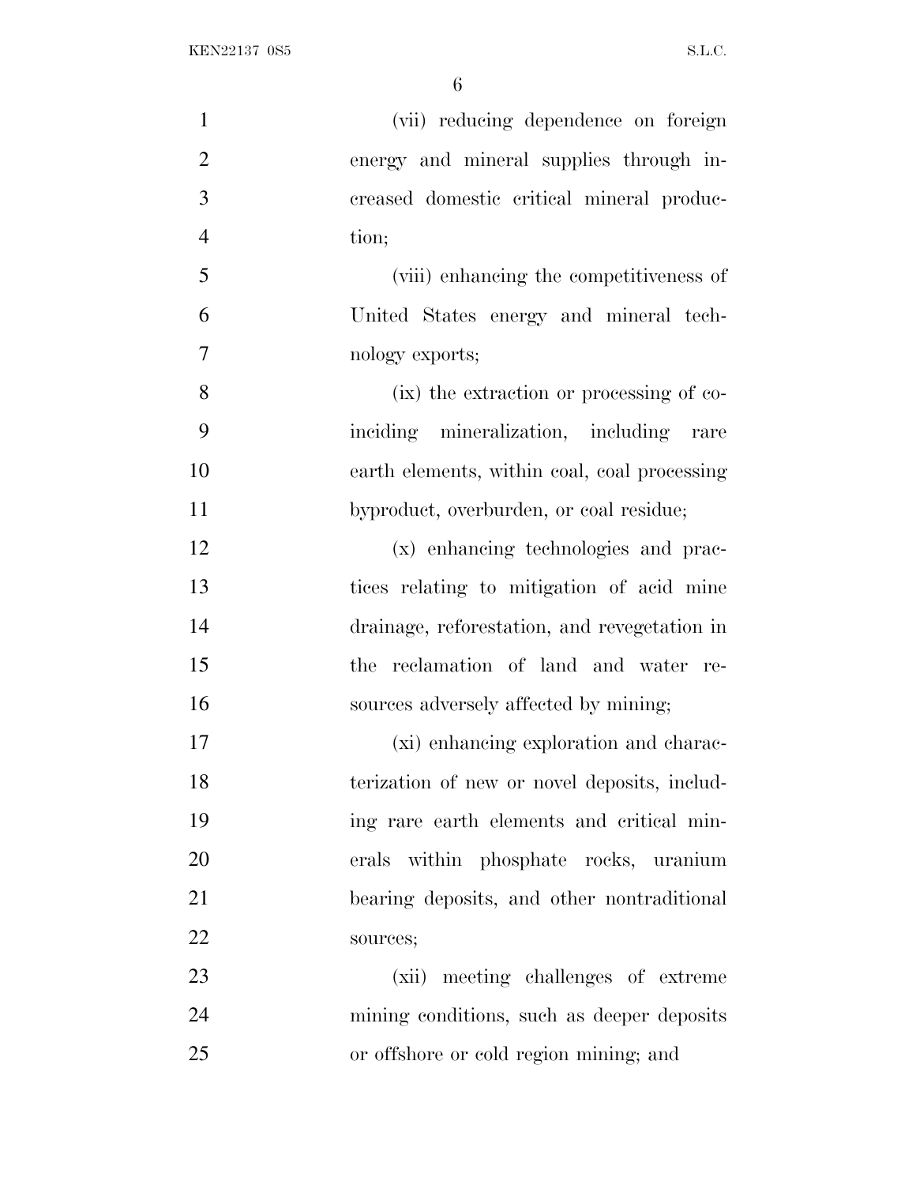(vii) reducing dependence on foreign energy and mineral supplies through increased domestic critical mineral production;

(viii) enhancing the competitiveness of United States energy and mineral technology exports;

(ix) the extraction or processing of coinciding mineralization, including rare earth elements, within coal, coal processing byproduct, overburden, or coal residue;

(x) enhancing technologies and practices relating to mitigation of acid mine drainage, reforestation, and revegetation in the reclamation of land and water resources adversely affected by mining;

(xi) enhancing exploration and characterization of new or novel deposits, including rare earth elements and critical minerals within phosphate rocks, uranium bearing deposits, and other nontraditional sources;

(xii) meeting challenges of extreme mining conditions, such as deeper deposits or offshore or cold region mining; and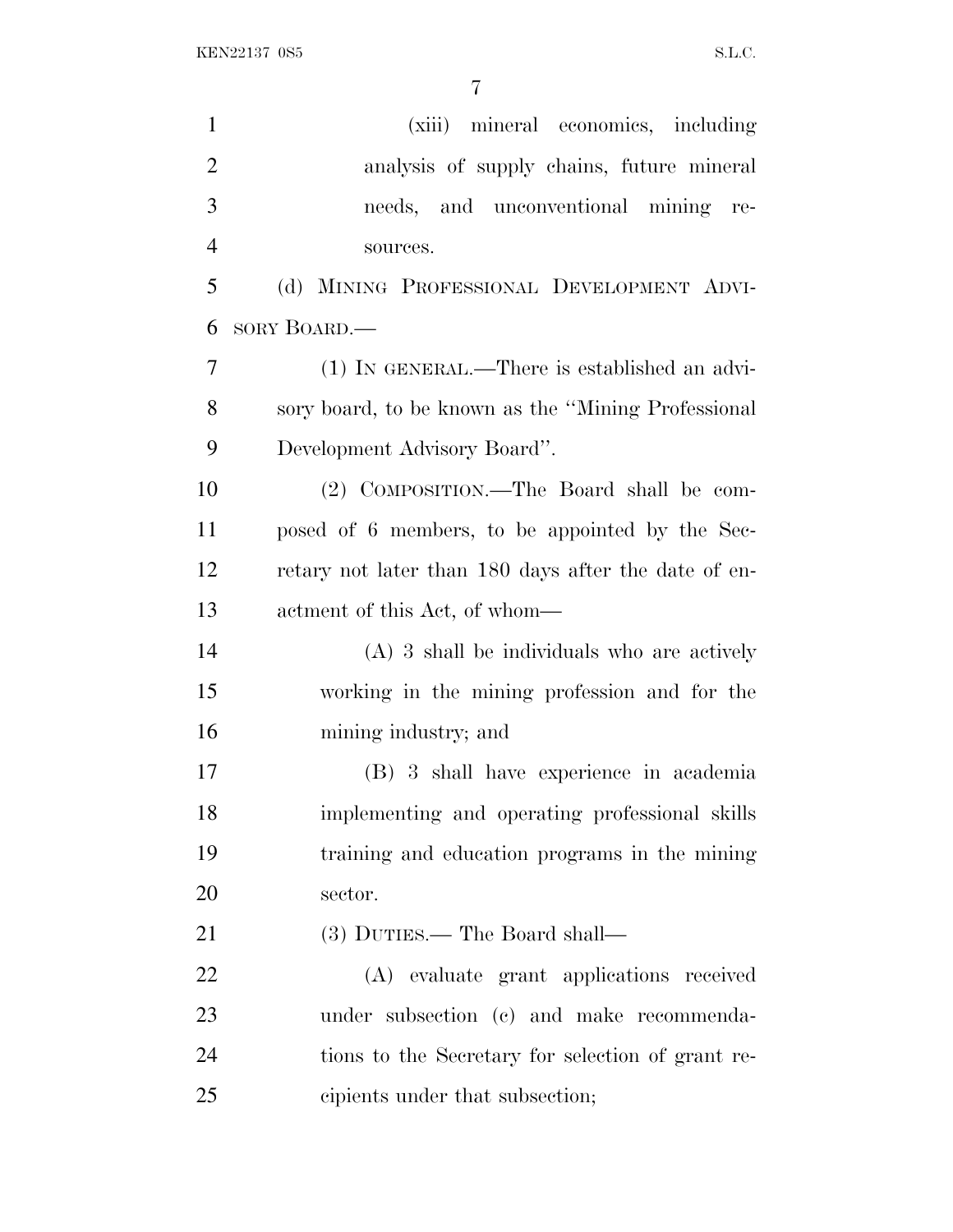(xiii) mineral economics, including analysis of supply chains, future mineral needs, and unconventional mining resources.

(d) MINING PROFESSIONAL DEVELOPMENT ADVISORY BOARD.—

(1) IN GENERAL.—There is established an advisory board, to be known as the "Mining Professional Development Advisory Board".

(2) COMPOSITION.—The Board shall be composed of 6 members, to be appointed by the Secretary not later than 180 days after the date of enactment of this Act, of whom—

(A) 3 shall be individuals who are actively working in the mining profession and for the mining industry; and

(B) 3 shall have experience in academia implementing and operating professional skills training and education programs in the mining sector.

(3) DUTIES.— The Board shall—

(A) evaluate grant applications received under subsection (c) and make recommendations to the Secretary for selection of grant recipients under that subsection;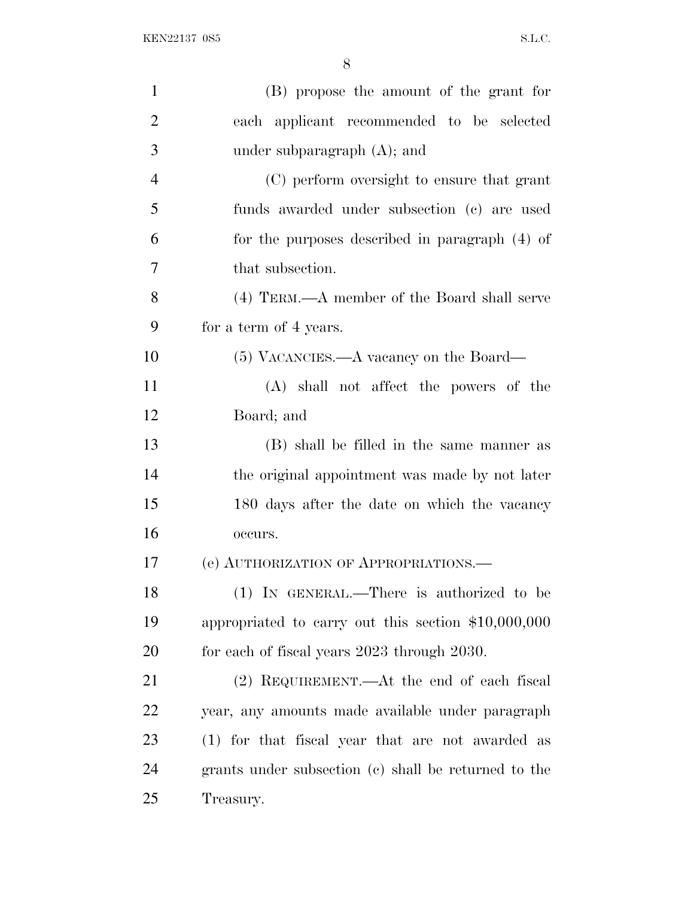(B) propose the amount of the grant for each applicant recommended to be selected under subparagraph (A); and

(C) perform oversight to ensure that grant funds awarded under subsection (c) are used for the purposes described in paragraph (4) of that subsection.

(4) TERM.—A member of the Board shall serve for a term of 4 years.

(5) VACANCIES.—A vacancy on the Board—

(A) shall not affect the powers of the Board; and

(B) shall be filled in the same manner as the original appointment was made by not later 180 days after the date on which the vacancy occurs.

(e) AUTHORIZATION OF APPROPRIATIONS.—

(1) IN GENERAL.—There is authorized to be appropriated to carry out this section $10,000,000 for each of fiscal years 2023 through 2030.

(2) REQUIREMENT.—At the end of each fiscal year, any amounts made available under paragraph (1) for that fiscal year that are not awarded as grants under subsection (c) shall be returned to the Treasury.